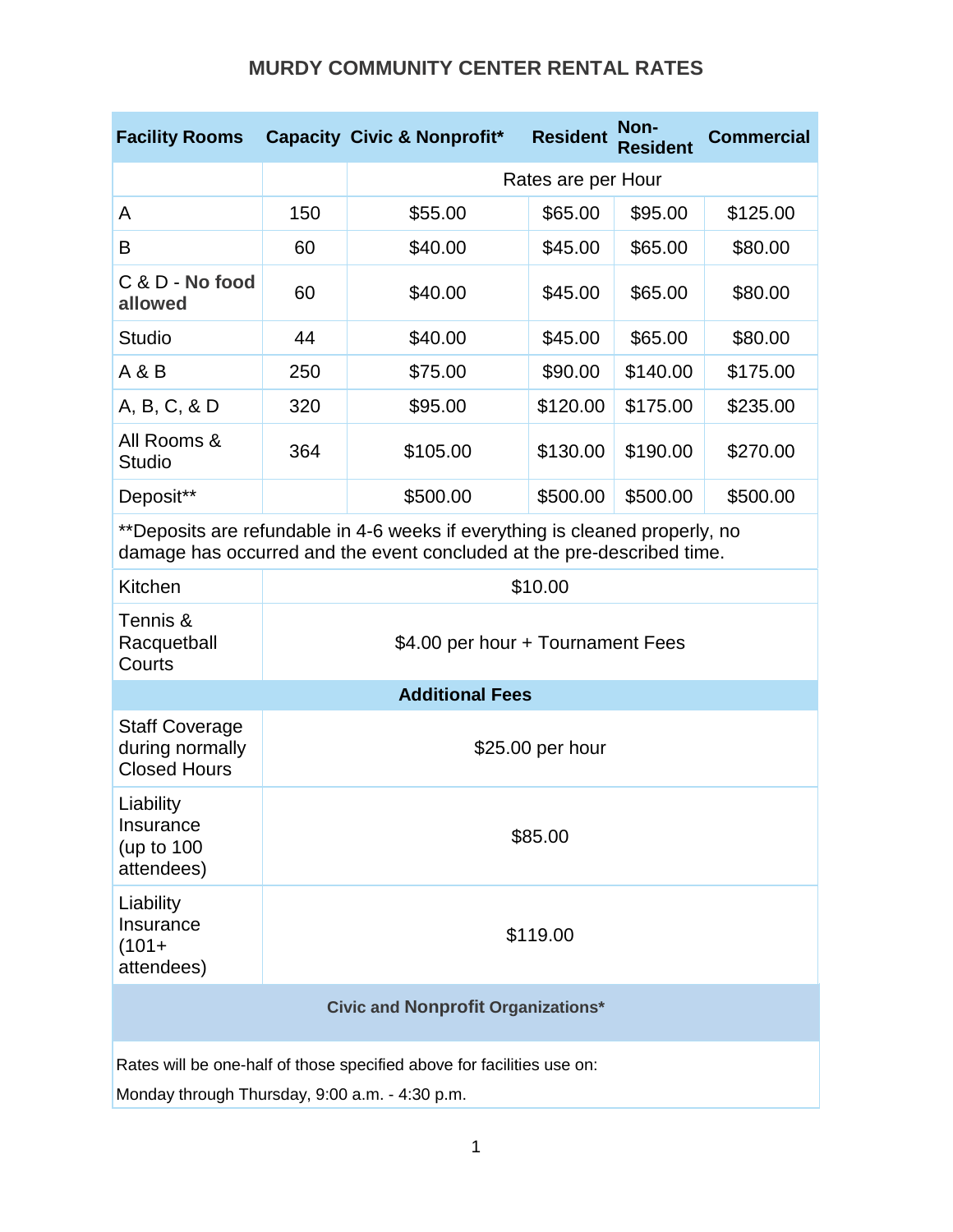# MURDY COMMUNITY CENTER RENTAL RATES

| Facility Rooms | Capacity | Civic & Nonprofit* | Resident | Non-Resident | Commercial |
|---|---|---|---|---|---|
| | | Rates are per Hour | | | |
| A | 150 | $55.00 | $65.00 | $95.00 | $125.00 |
| B | 60 | $40.00 | $45.00 | $65.00 | $80.00 |
| C & D - **No food allowed** | 60 | $40.00 | $45.00 | $65.00 | $80.00 |
| Studio | 44 | $40.00 | $45.00 | $65.00 | $80.00 |
| A & B | 250 | $75.00 | $90.00 | $140.00 | $175.00 |
| A, B, C, & D | 320 | $95.00 | $120.00 | $175.00 | $235.00 |
| All Rooms & Studio | 364 | $105.00 | $130.00 | $190.00 | $270.00 |
| Deposit** | | $500.00 | $500.00 | $500.00 | $500.00 |
| **Deposits are refundable in 4-6 weeks if everything is cleaned properly, no damage has occurred and the event concluded at the pre-described time. | | | | | |
| Kitchen | $10.00 | | | | |
| Tennis & Racquetball Courts | $4.00 per hour + Tournament Fees | | | | |
| **Additional Fees** | | | | | |
| Staff Coverage during normally Closed Hours | $25.00 per hour | | | | |
| Liability Insurance (up to 100 attendees) | $85.00 | | | | |
| Liability Insurance (101+ attendees) | $119.00 | | | | |

**Civic and Nonprofit Organizations***

Rates will be one-half of those specified above for facilities use on:

Monday through Thursday, 9:00 a.m. - 4:30 p.m.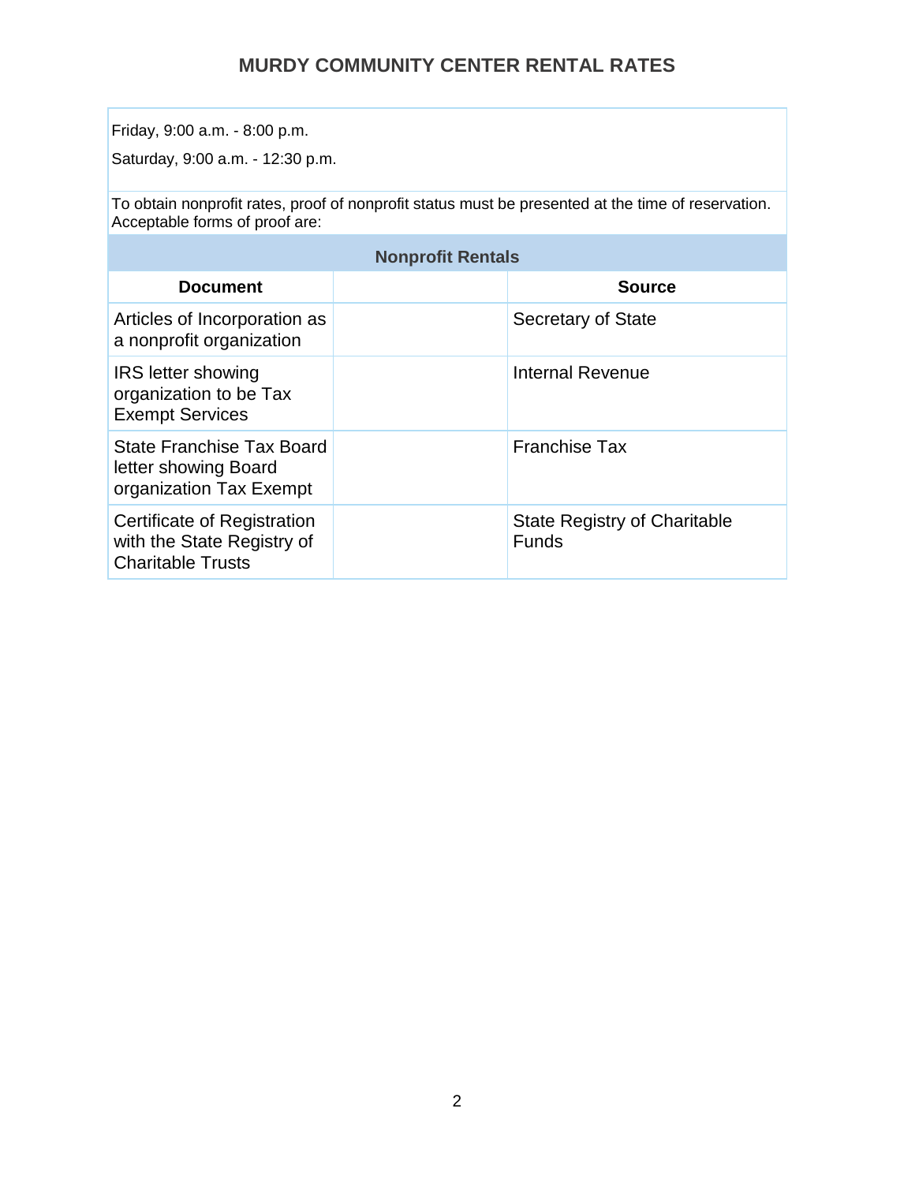## MURDY COMMUNITY CENTER RENTAL RATES

Friday, 9:00 a.m. - 8:00 p.m.

Saturday, 9:00 a.m. - 12:30 p.m.

To obtain nonprofit rates, proof of nonprofit status must be presented at the time of reservation. Acceptable forms of proof are:

| Nonprofit Rentals | | |
|---|---|---|
| **Document** | | **Source** |
| Articles of Incorporation as a nonprofit organization | | Secretary of State |
| IRS letter showing organization to be Tax Exempt Services | | Internal Revenue |
| State Franchise Tax Board letter showing Board organization Tax Exempt | | Franchise Tax |
| Certificate of Registration with the State Registry of Charitable Trusts | | State Registry of Charitable Funds |